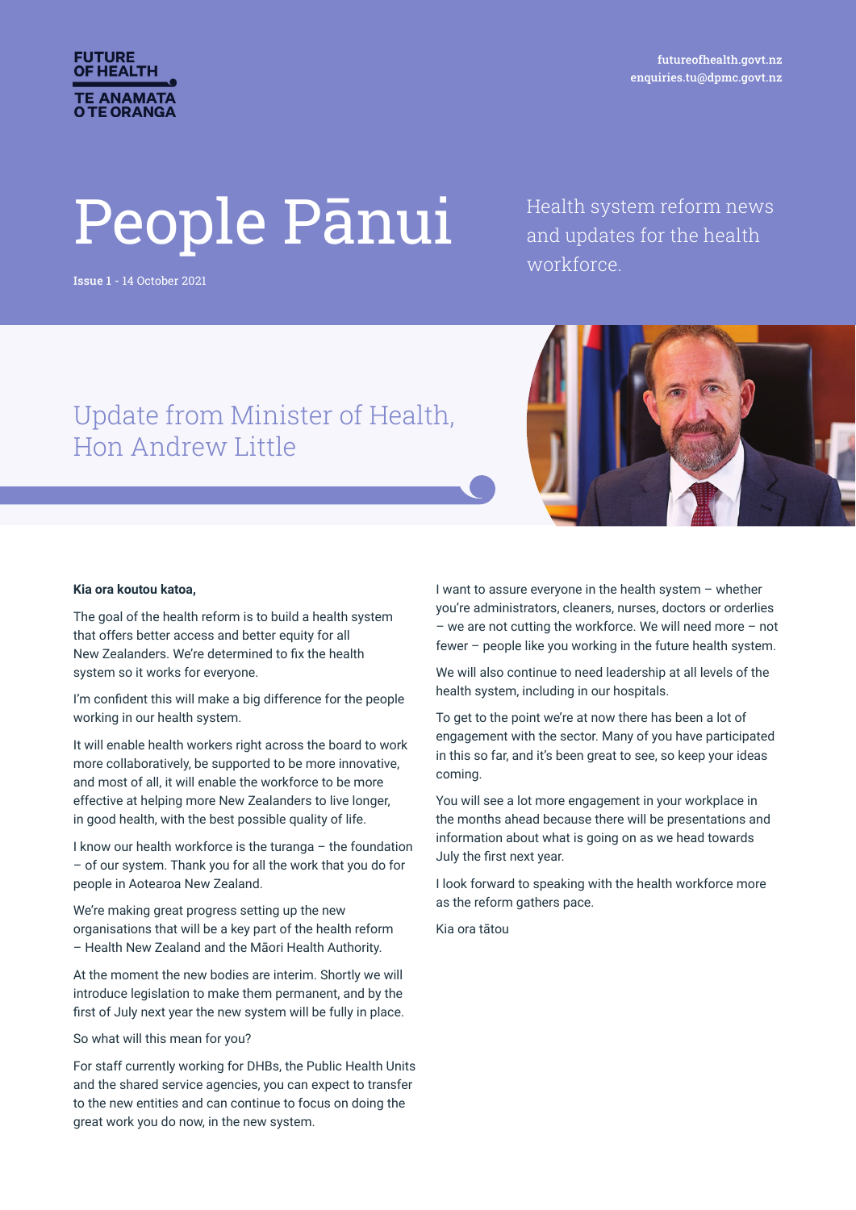FUTURE OF HEALTH
TE ANAMATA O TE ORANGA

futureofhealth.govt.nz
enquiries.tu@dpmc.govt.nz

# People Pānui

Issue 1 - 14 October 2021

Health system reform news and updates for the health workforce.

## Update from Minister of Health, Hon Andrew Little

**Kia ora koutou katoa,**

The goal of the health reform is to build a health system that offers better access and better equity for all New Zealanders. We're determined to fix the health system so it works for everyone.

I'm confident this will make a big difference for the people working in our health system.

It will enable health workers right across the board to work more collaboratively, be supported to be more innovative, and most of all, it will enable the workforce to be more effective at helping more New Zealanders to live longer, in good health, with the best possible quality of life.

I know our health workforce is the turanga – the foundation – of our system. Thank you for all the work that you do for people in Aotearoa New Zealand.

We're making great progress setting up the new organisations that will be a key part of the health reform – Health New Zealand and the Māori Health Authority.

At the moment the new bodies are interim. Shortly we will introduce legislation to make them permanent, and by the first of July next year the new system will be fully in place.

So what will this mean for you?

For staff currently working for DHBs, the Public Health Units and the shared service agencies, you can expect to transfer to the new entities and can continue to focus on doing the great work you do now, in the new system.

I want to assure everyone in the health system – whether you're administrators, cleaners, nurses, doctors or orderlies – we are not cutting the workforce. We will need more – not fewer – people like you working in the future health system.

We will also continue to need leadership at all levels of the health system, including in our hospitals.

To get to the point we're at now there has been a lot of engagement with the sector. Many of you have participated in this so far, and it's been great to see, so keep your ideas coming.

You will see a lot more engagement in your workplace in the months ahead because there will be presentations and information about what is going on as we head towards July the first next year.

I look forward to speaking with the health workforce more as the reform gathers pace.

Kia ora tātou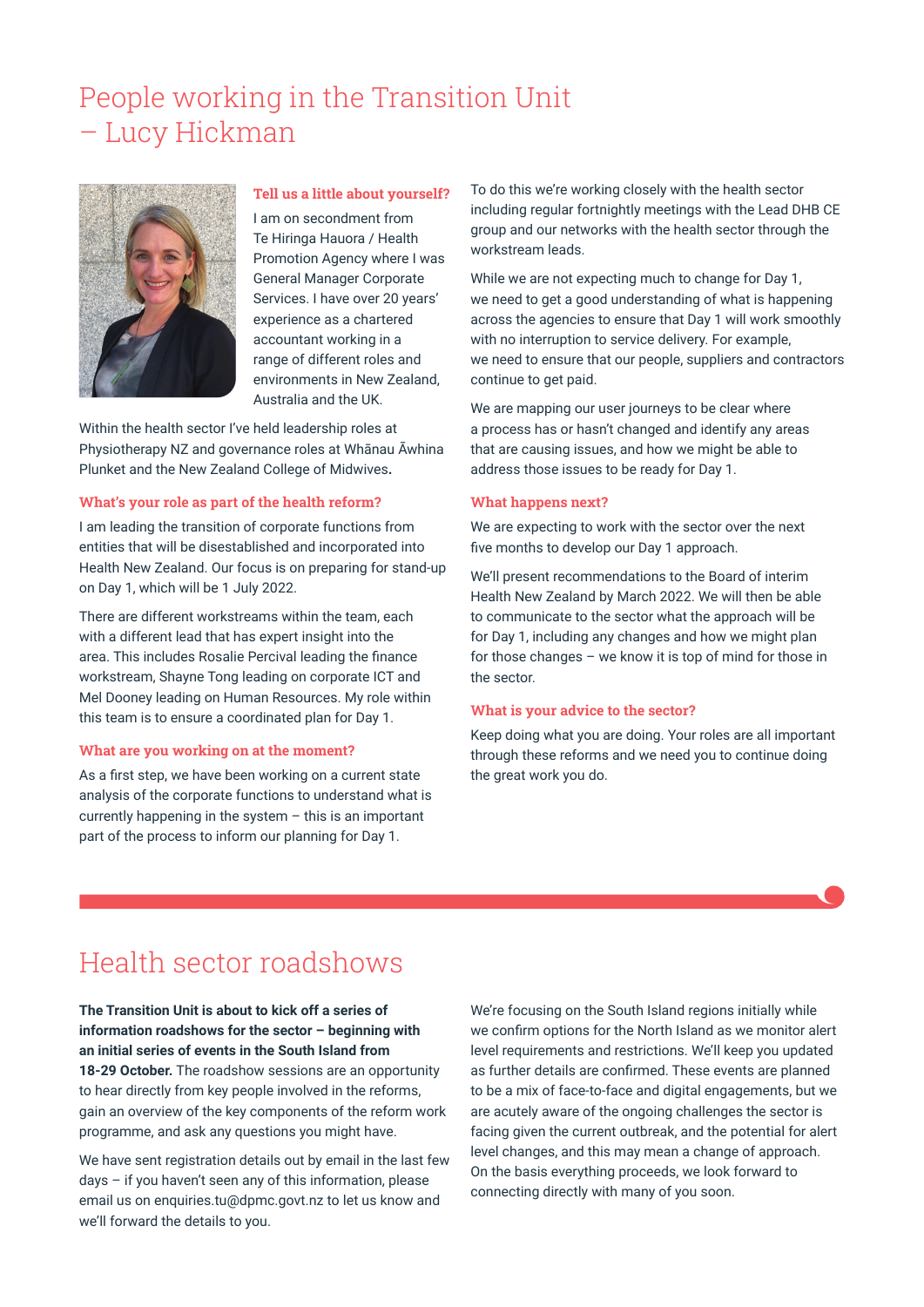# People working in the Transition Unit – Lucy Hickman

### Tell us a little about yourself?

I am on secondment from Te Hiringa Hauora / Health Promotion Agency where I was General Manager Corporate Services. I have over 20 years' experience as a chartered accountant working in a range of different roles and environments in New Zealand, Australia and the UK.

Within the health sector I've held leadership roles at Physiotherapy NZ and governance roles at Whānau Āwhina Plunket and the New Zealand College of Midwives.

### What's your role as part of the health reform?

I am leading the transition of corporate functions from entities that will be disestablished and incorporated into Health New Zealand. Our focus is on preparing for stand-up on Day 1, which will be 1 July 2022.

There are different workstreams within the team, each with a different lead that has expert insight into the area. This includes Rosalie Percival leading the finance workstream, Shayne Tong leading on corporate ICT and Mel Dooney leading on Human Resources. My role within this team is to ensure a coordinated plan for Day 1.

### What are you working on at the moment?

As a first step, we have been working on a current state analysis of the corporate functions to understand what is currently happening in the system – this is an important part of the process to inform our planning for Day 1.

To do this we're working closely with the health sector including regular fortnightly meetings with the Lead DHB CE group and our networks with the health sector through the workstream leads.

While we are not expecting much to change for Day 1, we need to get a good understanding of what is happening across the agencies to ensure that Day 1 will work smoothly with no interruption to service delivery. For example, we need to ensure that our people, suppliers and contractors continue to get paid.

We are mapping our user journeys to be clear where a process has or hasn't changed and identify any areas that are causing issues, and how we might be able to address those issues to be ready for Day 1.

### What happens next?

We are expecting to work with the sector over the next five months to develop our Day 1 approach.

We'll present recommendations to the Board of interim Health New Zealand by March 2022. We will then be able to communicate to the sector what the approach will be for Day 1, including any changes and how we might plan for those changes – we know it is top of mind for those in the sector.

### What is your advice to the sector?

Keep doing what you are doing. Your roles are all important through these reforms and we need you to continue doing the great work you do.

# Health sector roadshows

**The Transition Unit is about to kick off a series of information roadshows for the sector – beginning with an initial series of events in the South Island from 18-29 October.** The roadshow sessions are an opportunity to hear directly from key people involved in the reforms, gain an overview of the key components of the reform work programme, and ask any questions you might have.

We have sent registration details out by email in the last few days – if you haven't seen any of this information, please email us on enquiries.tu@dpmc.govt.nz to let us know and we'll forward the details to you.

We're focusing on the South Island regions initially while we confirm options for the North Island as we monitor alert level requirements and restrictions. We'll keep you updated as further details are confirmed. These events are planned to be a mix of face-to-face and digital engagements, but we are acutely aware of the ongoing challenges the sector is facing given the current outbreak, and the potential for alert level changes, and this may mean a change of approach. On the basis everything proceeds, we look forward to connecting directly with many of you soon.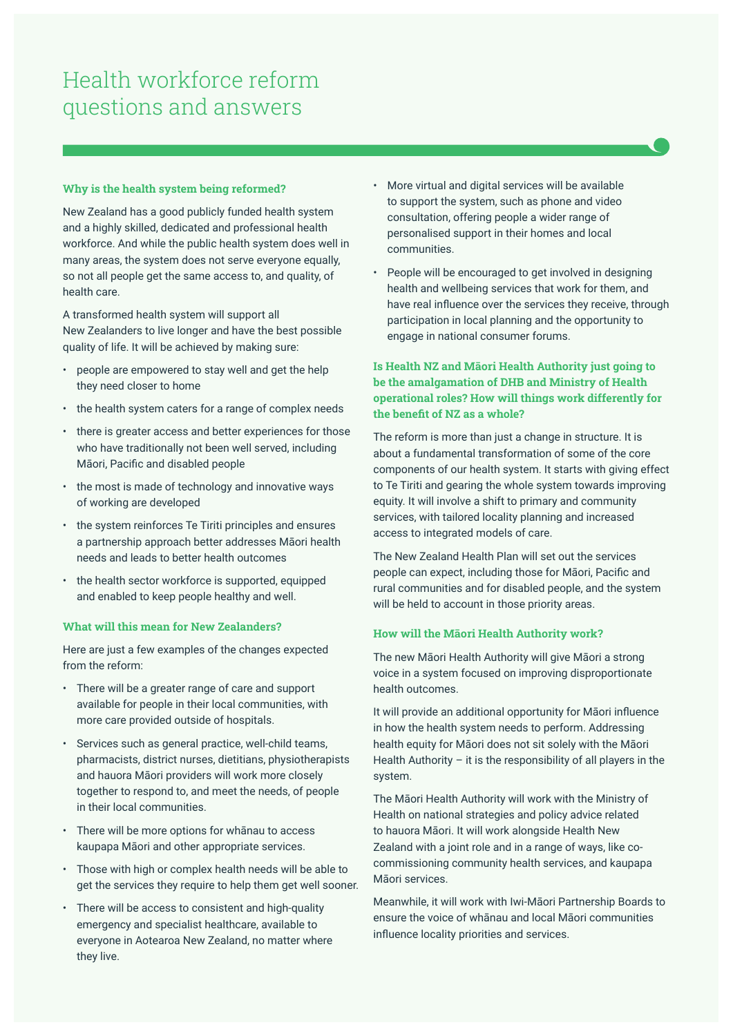# Health workforce reform questions and answers

### Why is the health system being reformed?

New Zealand has a good publicly funded health system and a highly skilled, dedicated and professional health workforce. And while the public health system does well in many areas, the system does not serve everyone equally, so not all people get the same access to, and quality, of health care.

A transformed health system will support all New Zealanders to live longer and have the best possible quality of life. It will be achieved by making sure:

- people are empowered to stay well and get the help they need closer to home
- the health system caters for a range of complex needs
- there is greater access and better experiences for those who have traditionally not been well served, including Māori, Pacific and disabled people
- the most is made of technology and innovative ways of working are developed
- the system reinforces Te Tiriti principles and ensures a partnership approach better addresses Māori health needs and leads to better health outcomes
- the health sector workforce is supported, equipped and enabled to keep people healthy and well.

### What will this mean for New Zealanders?

Here are just a few examples of the changes expected from the reform:

- There will be a greater range of care and support available for people in their local communities, with more care provided outside of hospitals.
- Services such as general practice, well-child teams, pharmacists, district nurses, dietitians, physiotherapists and hauora Māori providers will work more closely together to respond to, and meet the needs, of people in their local communities.
- There will be more options for whānau to access kaupapa Māori and other appropriate services.
- Those with high or complex health needs will be able to get the services they require to help them get well sooner.
- There will be access to consistent and high-quality emergency and specialist healthcare, available to everyone in Aotearoa New Zealand, no matter where they live.
- More virtual and digital services will be available to support the system, such as phone and video consultation, offering people a wider range of personalised support in their homes and local communities.
- People will be encouraged to get involved in designing health and wellbeing services that work for them, and have real influence over the services they receive, through participation in local planning and the opportunity to engage in national consumer forums.

### Is Health NZ and Māori Health Authority just going to be the amalgamation of DHB and Ministry of Health operational roles? How will things work differently for the benefit of NZ as a whole?

The reform is more than just a change in structure. It is about a fundamental transformation of some of the core components of our health system. It starts with giving effect to Te Tiriti and gearing the whole system towards improving equity. It will involve a shift to primary and community services, with tailored locality planning and increased access to integrated models of care.

The New Zealand Health Plan will set out the services people can expect, including those for Māori, Pacific and rural communities and for disabled people, and the system will be held to account in those priority areas.

### How will the Māori Health Authority work?

The new Māori Health Authority will give Māori a strong voice in a system focused on improving disproportionate health outcomes.

It will provide an additional opportunity for Māori influence in how the health system needs to perform. Addressing health equity for Māori does not sit solely with the Māori Health Authority – it is the responsibility of all players in the system.

The Māori Health Authority will work with the Ministry of Health on national strategies and policy advice related to hauora Māori. It will work alongside Health New Zealand with a joint role and in a range of ways, like co-commissioning community health services, and kaupapa Māori services.

Meanwhile, it will work with Iwi-Māori Partnership Boards to ensure the voice of whānau and local Māori communities influence locality priorities and services.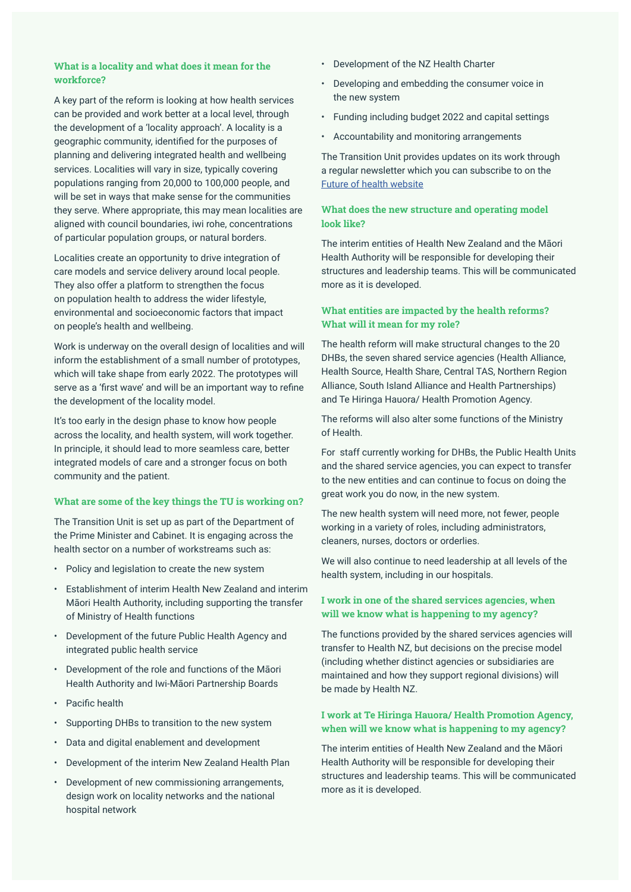### What is a locality and what does it mean for the workforce?

A key part of the reform is looking at how health services can be provided and work better at a local level, through the development of a 'locality approach'. A locality is a geographic community, identified for the purposes of planning and delivering integrated health and wellbeing services. Localities will vary in size, typically covering populations ranging from 20,000 to 100,000 people, and will be set in ways that make sense for the communities they serve. Where appropriate, this may mean localities are aligned with council boundaries, iwi rohe, concentrations of particular population groups, or natural borders.

Localities create an opportunity to drive integration of care models and service delivery around local people. They also offer a platform to strengthen the focus on population health to address the wider lifestyle, environmental and socioeconomic factors that impact on people's health and wellbeing.

Work is underway on the overall design of localities and will inform the establishment of a small number of prototypes, which will take shape from early 2022. The prototypes will serve as a 'first wave' and will be an important way to refine the development of the locality model.

It's too early in the design phase to know how people across the locality, and health system, will work together. In principle, it should lead to more seamless care, better integrated models of care and a stronger focus on both community and the patient.

### What are some of the key things the TU is working on?

The Transition Unit is set up as part of the Department of the Prime Minister and Cabinet. It is engaging across the health sector on a number of workstreams such as:

- Policy and legislation to create the new system
- Establishment of interim Health New Zealand and interim Māori Health Authority, including supporting the transfer of Ministry of Health functions
- Development of the future Public Health Agency and integrated public health service
- Development of the role and functions of the Māori Health Authority and Iwi-Māori Partnership Boards
- Pacific health
- Supporting DHBs to transition to the new system
- Data and digital enablement and development
- Development of the interim New Zealand Health Plan
- Development of new commissioning arrangements, design work on locality networks and the national hospital network
- Development of the NZ Health Charter
- Developing and embedding the consumer voice in the new system
- Funding including budget 2022 and capital settings
- Accountability and monitoring arrangements

The Transition Unit provides updates on its work through a regular newsletter which you can subscribe to on the [Future of health website]

### What does the new structure and operating model look like?

The interim entities of Health New Zealand and the Māori Health Authority will be responsible for developing their structures and leadership teams. This will be communicated more as it is developed.

### What entities are impacted by the health reforms? What will it mean for my role?

The health reform will make structural changes to the 20 DHBs, the seven shared service agencies (Health Alliance, Health Source, Health Share, Central TAS, Northern Region Alliance, South Island Alliance and Health Partnerships) and Te Hiringa Hauora/ Health Promotion Agency.

The reforms will also alter some functions of the Ministry of Health.

For staff currently working for DHBs, the Public Health Units and the shared service agencies, you can expect to transfer to the new entities and can continue to focus on doing the great work you do now, in the new system.

The new health system will need more, not fewer, people working in a variety of roles, including administrators, cleaners, nurses, doctors or orderlies.

We will also continue to need leadership at all levels of the health system, including in our hospitals.

### I work in one of the shared services agencies, when will we know what is happening to my agency?

The functions provided by the shared services agencies will transfer to Health NZ, but decisions on the precise model (including whether distinct agencies or subsidiaries are maintained and how they support regional divisions) will be made by Health NZ.

### I work at Te Hiringa Hauora/ Health Promotion Agency, when will we know what is happening to my agency?

The interim entities of Health New Zealand and the Māori Health Authority will be responsible for developing their structures and leadership teams. This will be communicated more as it is developed.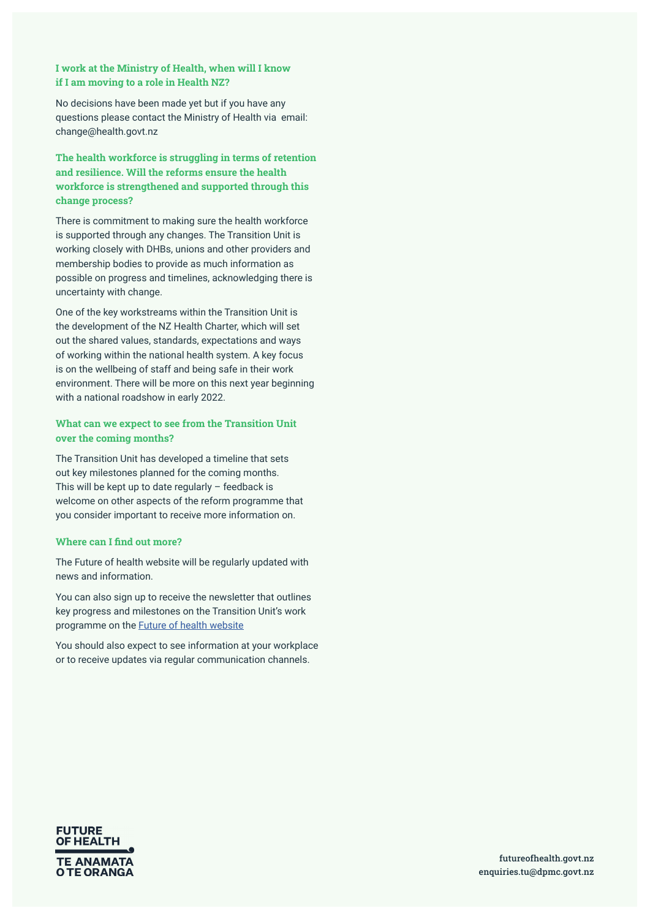### I work at the Ministry of Health, when will I know if I am moving to a role in Health NZ?

No decisions have been made yet but if you have any questions please contact the Ministry of Health via email: change@health.govt.nz

### The health workforce is struggling in terms of retention and resilience. Will the reforms ensure the health workforce is strengthened and supported through this change process?

There is commitment to making sure the health workforce is supported through any changes. The Transition Unit is working closely with DHBs, unions and other providers and membership bodies to provide as much information as possible on progress and timelines, acknowledging there is uncertainty with change.

One of the key workstreams within the Transition Unit is the development of the NZ Health Charter, which will set out the shared values, standards, expectations and ways of working within the national health system. A key focus is on the wellbeing of staff and being safe in their work environment. There will be more on this next year beginning with a national roadshow in early 2022.

### What can we expect to see from the Transition Unit over the coming months?

The Transition Unit has developed a timeline that sets out key milestones planned for the coming months. This will be kept up to date regularly – feedback is welcome on other aspects of the reform programme that you consider important to receive more information on.

### Where can I find out more?

The Future of health website will be regularly updated with news and information.

You can also sign up to receive the newsletter that outlines key progress and milestones on the Transition Unit's work programme on the [Future of health website]

You should also expect to see information at your workplace or to receive updates via regular communication channels.

FUTURE OF HEALTH
TE ANAMATA O TE ORANGA

futureofhealth.govt.nz
enquiries.tu@dpmc.govt.nz